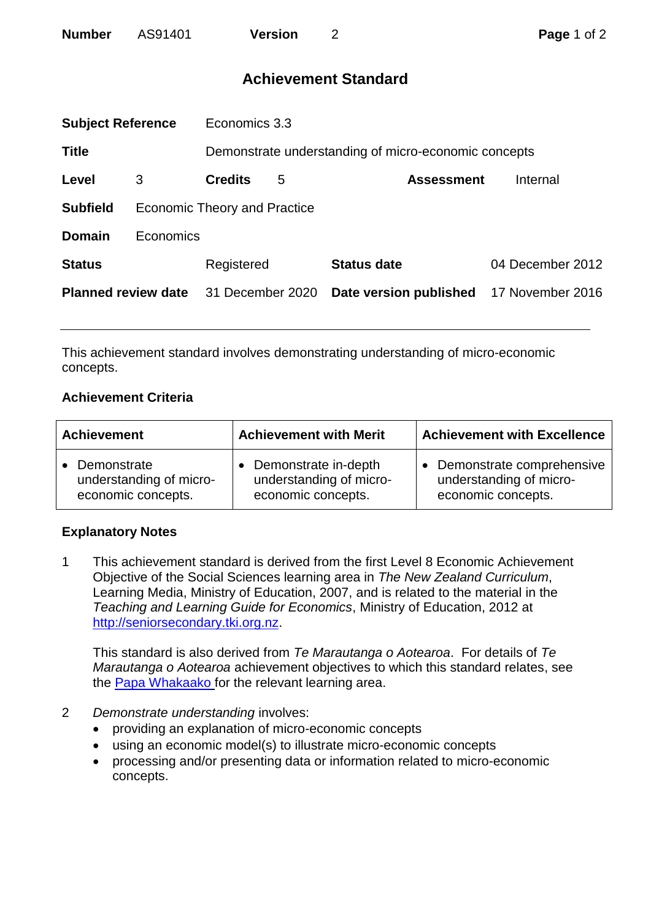| **Number** | AS91401 | **Version** | 2 |
|---|---|---|---|

# Achievement Standard

| | | | |
|---|---|---|---|
| **Subject Reference** | Economics 3.3 | | |
| **Title** | Demonstrate understanding of micro-economic concepts | | |
| **Level** | 3 | **Credits** 5 | **Assessment** Internal |
| **Subfield** | Economic Theory and Practice | | |
| **Domain** | Economics | | |
| **Status** | Registered | **Status date** | 04 December 2012 |
| **Planned review date** | 31 December 2020 | **Date version published** | 17 November 2016 |

This achievement standard involves demonstrating understanding of micro-economic concepts.

## Achievement Criteria

| Achievement | Achievement with Merit | Achievement with Excellence |
|---|---|---|
| • Demonstrate understanding of micro-economic concepts. | • Demonstrate in-depth understanding of micro-economic concepts. | • Demonstrate comprehensive understanding of micro-economic concepts. |

## Explanatory Notes

1. This achievement standard is derived from the first Level 8 Economic Achievement Objective of the Social Sciences learning area in *The New Zealand Curriculum*, Learning Media, Ministry of Education, 2007, and is related to the material in the *Teaching and Learning Guide for Economics*, Ministry of Education, 2012 at http://seniorsecondary.tki.org.nz.

   This standard is also derived from *Te Marautanga o Aotearoa*. For details of *Te Marautanga o Aotearoa* achievement objectives to which this standard relates, see the Papa Whakaako for the relevant learning area.

2. *Demonstrate understanding* involves:
   - providing an explanation of micro-economic concepts
   - using an economic model(s) to illustrate micro-economic concepts
   - processing and/or presenting data or information related to micro-economic concepts.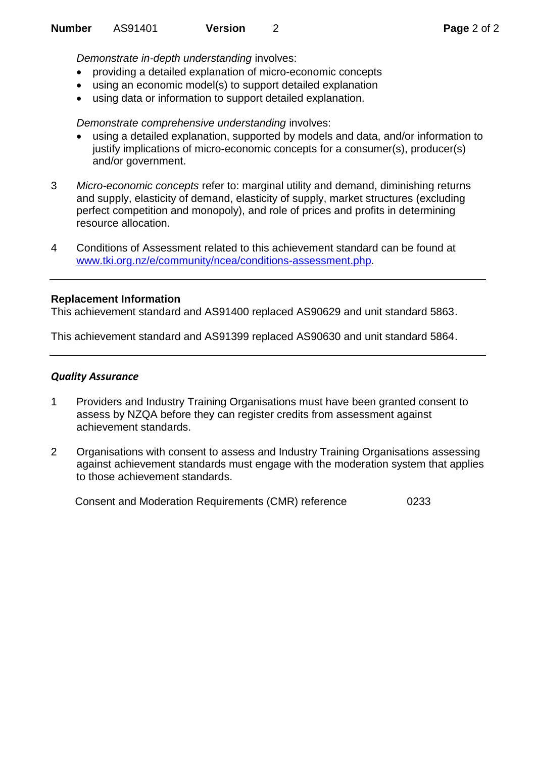*Demonstrate in-depth understanding* involves:

- providing a detailed explanation of micro-economic concepts
- using an economic model(s) to support detailed explanation
- using data or information to support detailed explanation.

*Demonstrate comprehensive understanding* involves:

- using a detailed explanation, supported by models and data, and/or information to justify implications of micro-economic concepts for a consumer(s), producer(s) and/or government.

3 *Micro-economic concepts* refer to: marginal utility and demand, diminishing returns and supply, elasticity of demand, elasticity of supply, market structures (excluding perfect competition and monopoly), and role of prices and profits in determining resource allocation.

4 Conditions of Assessment related to this achievement standard can be found at www.tki.org.nz/e/community/ncea/conditions-assessment.php.

---

**Replacement Information**

This achievement standard and AS91400 replaced AS90629 and unit standard 5863.

This achievement standard and AS91399 replaced AS90630 and unit standard 5864.

---

***Quality Assurance***

1 Providers and Industry Training Organisations must have been granted consent to assess by NZQA before they can register credits from assessment against achievement standards.

2 Organisations with consent to assess and Industry Training Organisations assessing against achievement standards must engage with the moderation system that applies to those achievement standards.

Consent and Moderation Requirements (CMR) reference 0233